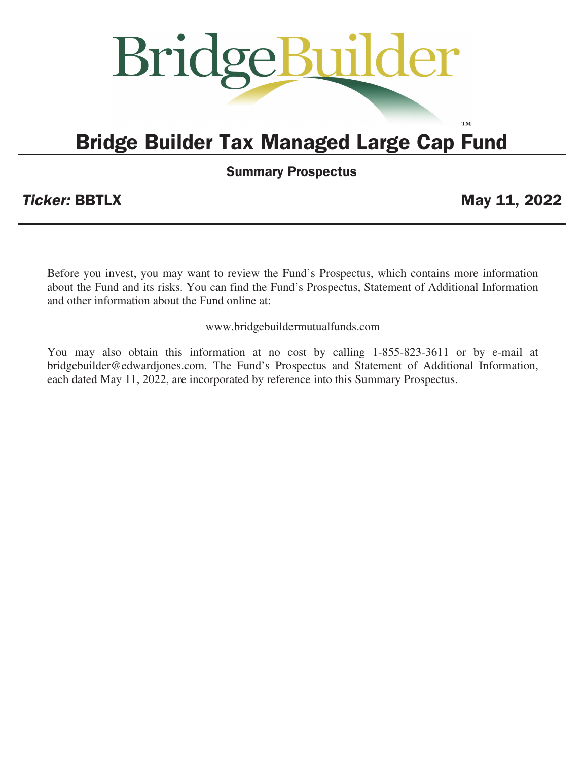BridgeBuilder™

# Bridge Builder Tax Managed Large Cap Fund

## Summary Prospectus

***Ticker:* BBTLX** **May 11, 2022**

Before you invest, you may want to review the Fund's Prospectus, which contains more information about the Fund and its risks. You can find the Fund's Prospectus, Statement of Additional Information and other information about the Fund online at:

www.bridgebuildermutualfunds.com

You may also obtain this information at no cost by calling 1-855-823-3611 or by e-mail at bridgebuilder@edwardjones.com. The Fund's Prospectus and Statement of Additional Information, each dated May 11, 2022, are incorporated by reference into this Summary Prospectus.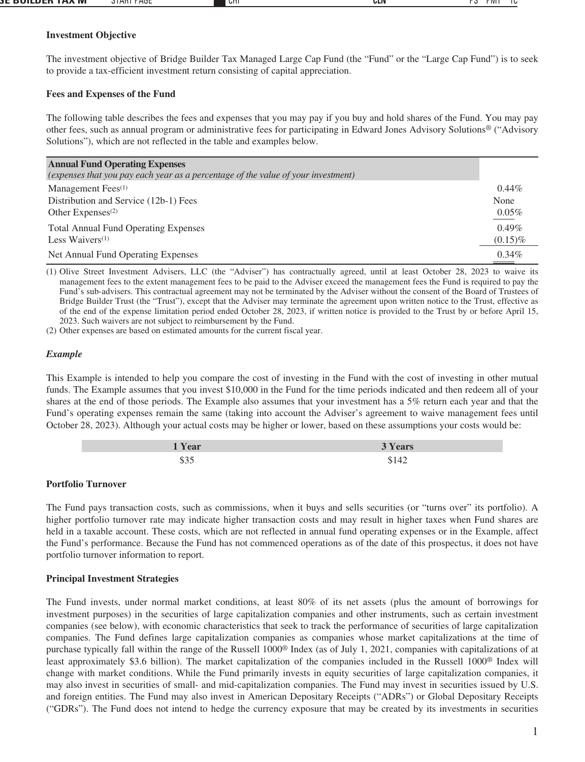**Investment Objective**

The investment objective of Bridge Builder Tax Managed Large Cap Fund (the "Fund" or the "Large Cap Fund") is to seek to provide a tax-efficient investment return consisting of capital appreciation.

**Fees and Expenses of the Fund**

The following table describes the fees and expenses that you may pay if you buy and hold shares of the Fund. You may pay other fees, such as annual program or administrative fees for participating in Edward Jones Advisory Solutions® ("Advisory Solutions"), which are not reflected in the table and examples below.

| **Annual Fund Operating Expenses** *(expenses that you pay each year as a percentage of the value of your investment)* | |
|---|---|
| Management Fees[(1)] | 0.44% |
| Distribution and Service (12b-1) Fees | None |
| Other Expenses[(2)] | 0.05% |
| Total Annual Fund Operating Expenses | 0.49% |
| Less Waivers[(1)] | (0.15)% |
| Net Annual Fund Operating Expenses | 0.34% |

(1) Olive Street Investment Advisers, LLC (the "Adviser") has contractually agreed, until at least October 28, 2023 to waive its management fees to the extent management fees to be paid to the Adviser exceed the management fees the Fund is required to pay the Fund's sub-advisers. This contractual agreement may not be terminated by the Adviser without the consent of the Board of Trustees of Bridge Builder Trust (the "Trust"), except that the Adviser may terminate the agreement upon written notice to the Trust, effective as of the end of the expense limitation period ended October 28, 2023, if written notice is provided to the Trust by or before April 15, 2023. Such waivers are not subject to reimbursement by the Fund.

(2) Other expenses are based on estimated amounts for the current fiscal year.

***Example***

This Example is intended to help you compare the cost of investing in the Fund with the cost of investing in other mutual funds. The Example assumes that you invest $10,000 in the Fund for the time periods indicated and then redeem all of your shares at the end of those periods. The Example also assumes that your investment has a 5% return each year and that the Fund's operating expenses remain the same (taking into account the Adviser's agreement to waive management fees until October 28, 2023). Although your actual costs may be higher or lower, based on these assumptions your costs would be:

| 1 Year | 3 Years |
|---|---|
| $35 | $142 |

**Portfolio Turnover**

The Fund pays transaction costs, such as commissions, when it buys and sells securities (or "turns over" its portfolio). A higher portfolio turnover rate may indicate higher transaction costs and may result in higher taxes when Fund shares are held in a taxable account. These costs, which are not reflected in annual fund operating expenses or in the Example, affect the Fund's performance. Because the Fund has not commenced operations as of the date of this prospectus, it does not have portfolio turnover information to report.

**Principal Investment Strategies**

The Fund invests, under normal market conditions, at least 80% of its net assets (plus the amount of borrowings for investment purposes) in the securities of large capitalization companies and other instruments, such as certain investment companies (see below), with economic characteristics that seek to track the performance of securities of large capitalization companies. The Fund defines large capitalization companies as companies whose market capitalizations at the time of purchase typically fall within the range of the Russell 1000® Index (as of July 1, 2021, companies with capitalizations of at least approximately $3.6 billion). The market capitalization of the companies included in the Russell 1000® Index will change with market conditions. While the Fund primarily invests in equity securities of large capitalization companies, it may also invest in securities of small- and mid-capitalization companies. The Fund may invest in securities issued by U.S. and foreign entities. The Fund may also invest in American Depositary Receipts ("ADRs") or Global Depositary Receipts ("GDRs"). The Fund does not intend to hedge the currency exposure that may be created by its investments in securities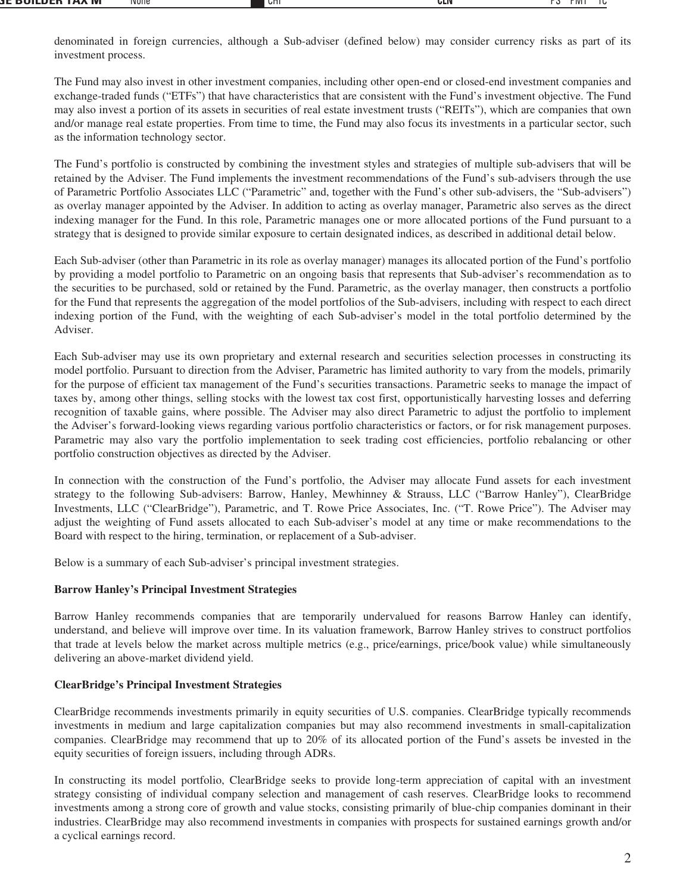denominated in foreign currencies, although a Sub-adviser (defined below) may consider currency risks as part of its investment process.

The Fund may also invest in other investment companies, including other open-end or closed-end investment companies and exchange-traded funds ("ETFs") that have characteristics that are consistent with the Fund's investment objective. The Fund may also invest a portion of its assets in securities of real estate investment trusts ("REITs"), which are companies that own and/or manage real estate properties. From time to time, the Fund may also focus its investments in a particular sector, such as the information technology sector.

The Fund's portfolio is constructed by combining the investment styles and strategies of multiple sub-advisers that will be retained by the Adviser. The Fund implements the investment recommendations of the Fund's sub-advisers through the use of Parametric Portfolio Associates LLC ("Parametric" and, together with the Fund's other sub-advisers, the "Sub-advisers") as overlay manager appointed by the Adviser. In addition to acting as overlay manager, Parametric also serves as the direct indexing manager for the Fund. In this role, Parametric manages one or more allocated portions of the Fund pursuant to a strategy that is designed to provide similar exposure to certain designated indices, as described in additional detail below.

Each Sub-adviser (other than Parametric in its role as overlay manager) manages its allocated portion of the Fund's portfolio by providing a model portfolio to Parametric on an ongoing basis that represents that Sub-adviser's recommendation as to the securities to be purchased, sold or retained by the Fund. Parametric, as the overlay manager, then constructs a portfolio for the Fund that represents the aggregation of the model portfolios of the Sub-advisers, including with respect to each direct indexing portion of the Fund, with the weighting of each Sub-adviser's model in the total portfolio determined by the Adviser.

Each Sub-adviser may use its own proprietary and external research and securities selection processes in constructing its model portfolio. Pursuant to direction from the Adviser, Parametric has limited authority to vary from the models, primarily for the purpose of efficient tax management of the Fund's securities transactions. Parametric seeks to manage the impact of taxes by, among other things, selling stocks with the lowest tax cost first, opportunistically harvesting losses and deferring recognition of taxable gains, where possible. The Adviser may also direct Parametric to adjust the portfolio to implement the Adviser's forward-looking views regarding various portfolio characteristics or factors, or for risk management purposes. Parametric may also vary the portfolio implementation to seek trading cost efficiencies, portfolio rebalancing or other portfolio construction objectives as directed by the Adviser.

In connection with the construction of the Fund's portfolio, the Adviser may allocate Fund assets for each investment strategy to the following Sub-advisers: Barrow, Hanley, Mewhinney & Strauss, LLC ("Barrow Hanley"), ClearBridge Investments, LLC ("ClearBridge"), Parametric, and T. Rowe Price Associates, Inc. ("T. Rowe Price"). The Adviser may adjust the weighting of Fund assets allocated to each Sub-adviser's model at any time or make recommendations to the Board with respect to the hiring, termination, or replacement of a Sub-adviser.

Below is a summary of each Sub-adviser's principal investment strategies.

**Barrow Hanley's Principal Investment Strategies**

Barrow Hanley recommends companies that are temporarily undervalued for reasons Barrow Hanley can identify, understand, and believe will improve over time. In its valuation framework, Barrow Hanley strives to construct portfolios that trade at levels below the market across multiple metrics (e.g., price/earnings, price/book value) while simultaneously delivering an above-market dividend yield.

**ClearBridge's Principal Investment Strategies**

ClearBridge recommends investments primarily in equity securities of U.S. companies. ClearBridge typically recommends investments in medium and large capitalization companies but may also recommend investments in small-capitalization companies. ClearBridge may recommend that up to 20% of its allocated portion of the Fund's assets be invested in the equity securities of foreign issuers, including through ADRs.

In constructing its model portfolio, ClearBridge seeks to provide long-term appreciation of capital with an investment strategy consisting of individual company selection and management of cash reserves. ClearBridge looks to recommend investments among a strong core of growth and value stocks, consisting primarily of blue-chip companies dominant in their industries. ClearBridge may also recommend investments in companies with prospects for sustained earnings growth and/or a cyclical earnings record.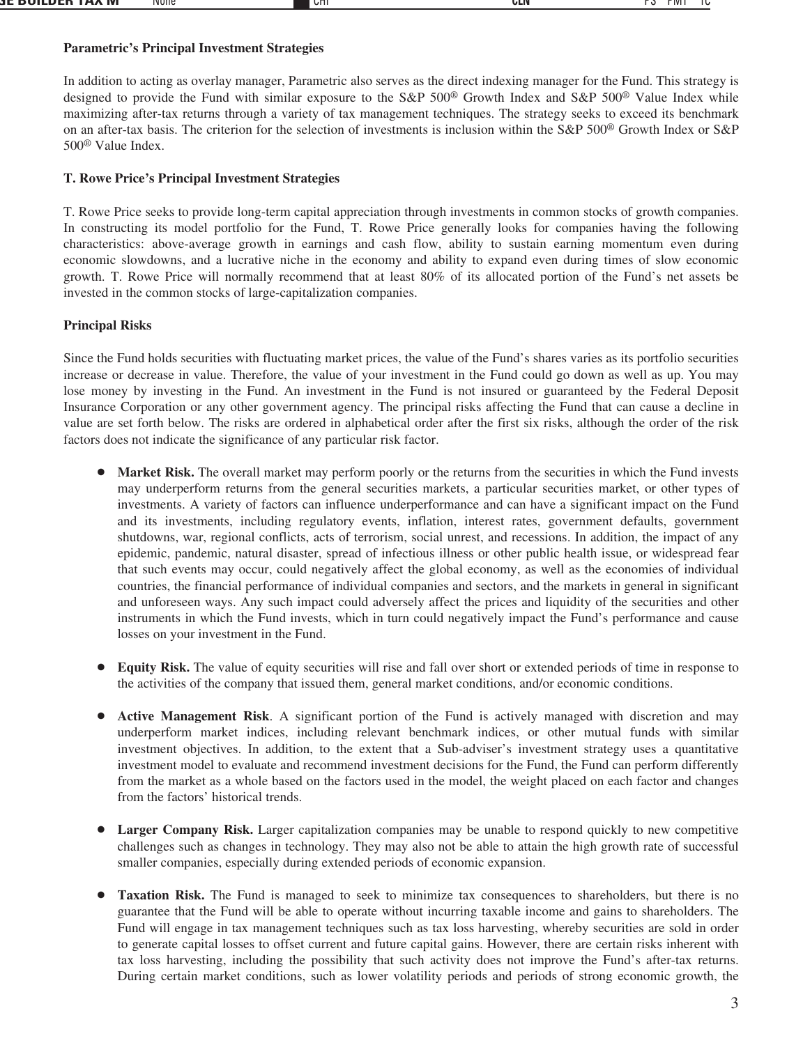**Parametric's Principal Investment Strategies**

In addition to acting as overlay manager, Parametric also serves as the direct indexing manager for the Fund. This strategy is designed to provide the Fund with similar exposure to the S&P 500® Growth Index and S&P 500® Value Index while maximizing after-tax returns through a variety of tax management techniques. The strategy seeks to exceed its benchmark on an after-tax basis. The criterion for the selection of investments is inclusion within the S&P 500® Growth Index or S&P 500® Value Index.

**T. Rowe Price's Principal Investment Strategies**

T. Rowe Price seeks to provide long-term capital appreciation through investments in common stocks of growth companies. In constructing its model portfolio for the Fund, T. Rowe Price generally looks for companies having the following characteristics: above-average growth in earnings and cash flow, ability to sustain earning momentum even during economic slowdowns, and a lucrative niche in the economy and ability to expand even during times of slow economic growth. T. Rowe Price will normally recommend that at least 80% of its allocated portion of the Fund's net assets be invested in the common stocks of large-capitalization companies.

**Principal Risks**

Since the Fund holds securities with fluctuating market prices, the value of the Fund's shares varies as its portfolio securities increase or decrease in value. Therefore, the value of your investment in the Fund could go down as well as up. You may lose money by investing in the Fund. An investment in the Fund is not insured or guaranteed by the Federal Deposit Insurance Corporation or any other government agency. The principal risks affecting the Fund that can cause a decline in value are set forth below. The risks are ordered in alphabetical order after the first six risks, although the order of the risk factors does not indicate the significance of any particular risk factor.

- **Market Risk.** The overall market may perform poorly or the returns from the securities in which the Fund invests may underperform returns from the general securities markets, a particular securities market, or other types of investments. A variety of factors can influence underperformance and can have a significant impact on the Fund and its investments, including regulatory events, inflation, interest rates, government defaults, government shutdowns, war, regional conflicts, acts of terrorism, social unrest, and recessions. In addition, the impact of any epidemic, pandemic, natural disaster, spread of infectious illness or other public health issue, or widespread fear that such events may occur, could negatively affect the global economy, as well as the economies of individual countries, the financial performance of individual companies and sectors, and the markets in general in significant and unforeseen ways. Any such impact could adversely affect the prices and liquidity of the securities and other instruments in which the Fund invests, which in turn could negatively impact the Fund's performance and cause losses on your investment in the Fund.

- **Equity Risk.** The value of equity securities will rise and fall over short or extended periods of time in response to the activities of the company that issued them, general market conditions, and/or economic conditions.

- **Active Management Risk**. A significant portion of the Fund is actively managed with discretion and may underperform market indices, including relevant benchmark indices, or other mutual funds with similar investment objectives. In addition, to the extent that a Sub-adviser's investment strategy uses a quantitative investment model to evaluate and recommend investment decisions for the Fund, the Fund can perform differently from the market as a whole based on the factors used in the model, the weight placed on each factor and changes from the factors' historical trends.

- **Larger Company Risk.** Larger capitalization companies may be unable to respond quickly to new competitive challenges such as changes in technology. They may also not be able to attain the high growth rate of successful smaller companies, especially during extended periods of economic expansion.

- **Taxation Risk.** The Fund is managed to seek to minimize tax consequences to shareholders, but there is no guarantee that the Fund will be able to operate without incurring taxable income and gains to shareholders. The Fund will engage in tax management techniques such as tax loss harvesting, whereby securities are sold in order to generate capital losses to offset current and future capital gains. However, there are certain risks inherent with tax loss harvesting, including the possibility that such activity does not improve the Fund's after-tax returns. During certain market conditions, such as lower volatility periods and periods of strong economic growth, the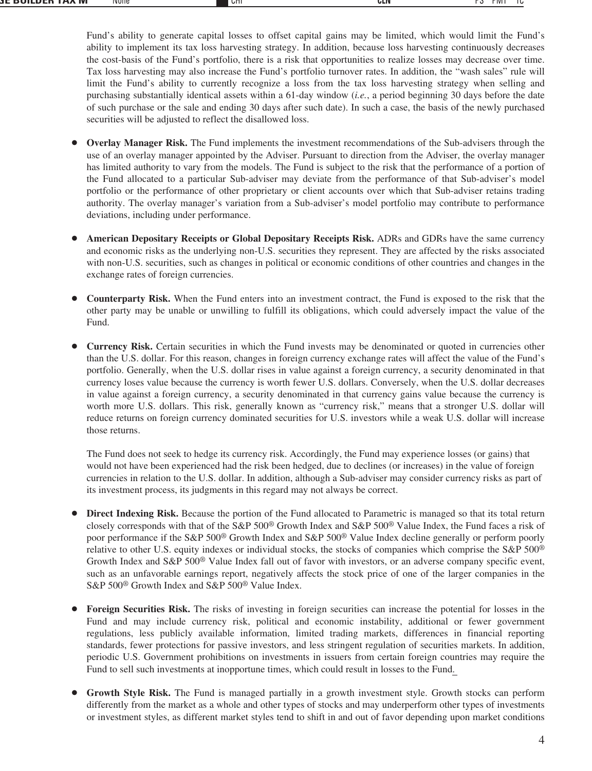Fund's ability to generate capital losses to offset capital gains may be limited, which would limit the Fund's ability to implement its tax loss harvesting strategy. In addition, because loss harvesting continuously decreases the cost-basis of the Fund's portfolio, there is a risk that opportunities to realize losses may decrease over time. Tax loss harvesting may also increase the Fund's portfolio turnover rates. In addition, the "wash sales" rule will limit the Fund's ability to currently recognize a loss from the tax loss harvesting strategy when selling and purchasing substantially identical assets within a 61-day window (*i.e.*, a period beginning 30 days before the date of such purchase or the sale and ending 30 days after such date). In such a case, the basis of the newly purchased securities will be adjusted to reflect the disallowed loss.

- **Overlay Manager Risk.** The Fund implements the investment recommendations of the Sub-advisers through the use of an overlay manager appointed by the Adviser. Pursuant to direction from the Adviser, the overlay manager has limited authority to vary from the models. The Fund is subject to the risk that the performance of a portion of the Fund allocated to a particular Sub-adviser may deviate from the performance of that Sub-adviser's model portfolio or the performance of other proprietary or client accounts over which that Sub-adviser retains trading authority. The overlay manager's variation from a Sub-adviser's model portfolio may contribute to performance deviations, including under performance.

- **American Depositary Receipts or Global Depositary Receipts Risk.** ADRs and GDRs have the same currency and economic risks as the underlying non-U.S. securities they represent. They are affected by the risks associated with non-U.S. securities, such as changes in political or economic conditions of other countries and changes in the exchange rates of foreign currencies.

- **Counterparty Risk.** When the Fund enters into an investment contract, the Fund is exposed to the risk that the other party may be unable or unwilling to fulfill its obligations, which could adversely impact the value of the Fund.

- **Currency Risk.** Certain securities in which the Fund invests may be denominated or quoted in currencies other than the U.S. dollar. For this reason, changes in foreign currency exchange rates will affect the value of the Fund's portfolio. Generally, when the U.S. dollar rises in value against a foreign currency, a security denominated in that currency loses value because the currency is worth fewer U.S. dollars. Conversely, when the U.S. dollar decreases in value against a foreign currency, a security denominated in that currency gains value because the currency is worth more U.S. dollars. This risk, generally known as "currency risk," means that a stronger U.S. dollar will reduce returns on foreign currency dominated securities for U.S. investors while a weak U.S. dollar will increase those returns.

  The Fund does not seek to hedge its currency risk. Accordingly, the Fund may experience losses (or gains) that would not have been experienced had the risk been hedged, due to declines (or increases) in the value of foreign currencies in relation to the U.S. dollar. In addition, although a Sub-adviser may consider currency risks as part of its investment process, its judgments in this regard may not always be correct.

- **Direct Indexing Risk.** Because the portion of the Fund allocated to Parametric is managed so that its total return closely corresponds with that of the S&P 500® Growth Index and S&P 500® Value Index, the Fund faces a risk of poor performance if the S&P 500® Growth Index and S&P 500® Value Index decline generally or perform poorly relative to other U.S. equity indexes or individual stocks, the stocks of companies which comprise the S&P 500® Growth Index and S&P 500® Value Index fall out of favor with investors, or an adverse company specific event, such as an unfavorable earnings report, negatively affects the stock price of one of the larger companies in the S&P 500® Growth Index and S&P 500® Value Index.

- **Foreign Securities Risk.** The risks of investing in foreign securities can increase the potential for losses in the Fund and may include currency risk, political and economic instability, additional or fewer government regulations, less publicly available information, limited trading markets, differences in financial reporting standards, fewer protections for passive investors, and less stringent regulation of securities markets. In addition, periodic U.S. Government prohibitions on investments in issuers from certain foreign countries may require the Fund to sell such investments at inopportune times, which could result in losses to the Fund.

- **Growth Style Risk.** The Fund is managed partially in a growth investment style. Growth stocks can perform differently from the market as a whole and other types of stocks and may underperform other types of investments or investment styles, as different market styles tend to shift in and out of favor depending upon market conditions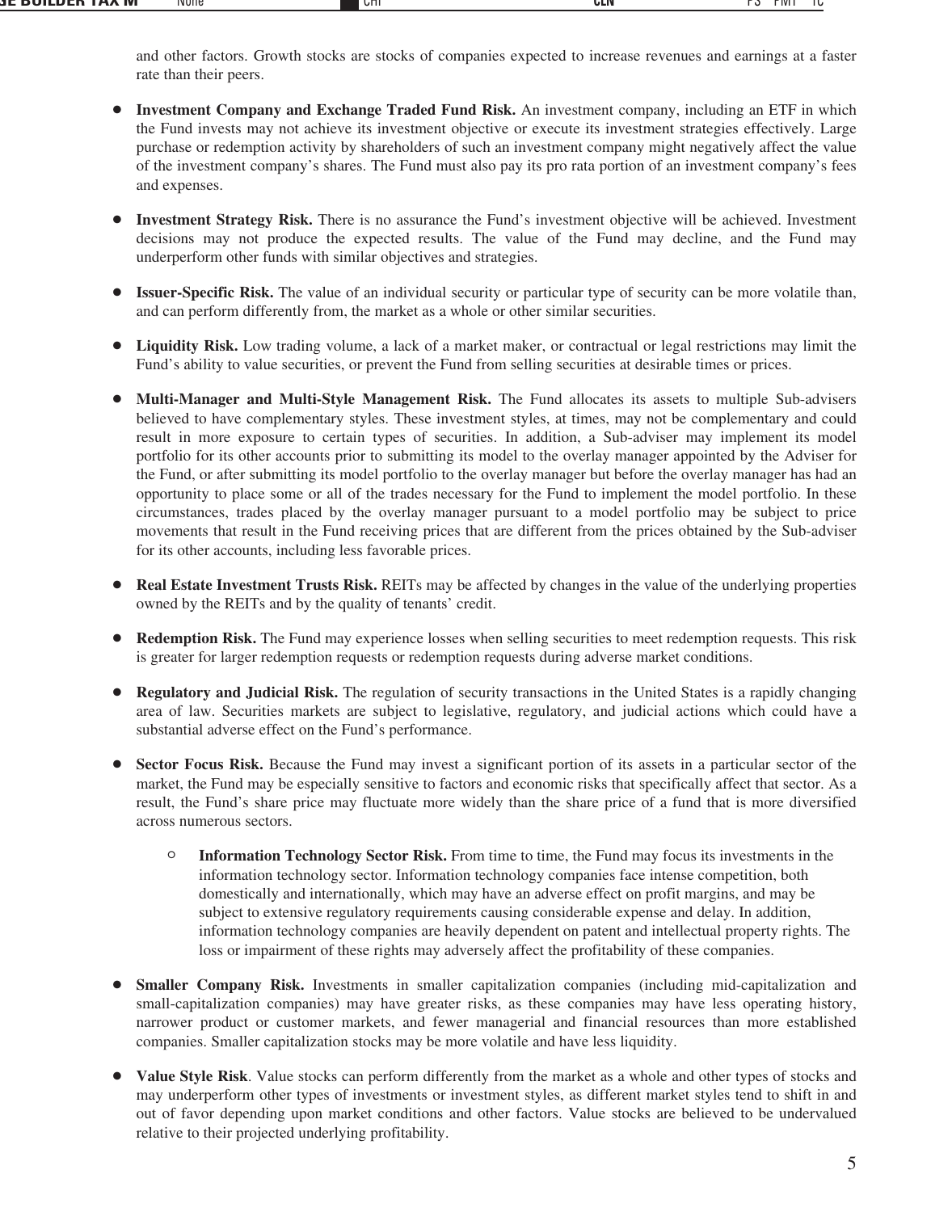and other factors. Growth stocks are stocks of companies expected to increase revenues and earnings at a faster rate than their peers.

- **Investment Company and Exchange Traded Fund Risk.** An investment company, including an ETF in which the Fund invests may not achieve its investment objective or execute its investment strategies effectively. Large purchase or redemption activity by shareholders of such an investment company might negatively affect the value of the investment company's shares. The Fund must also pay its pro rata portion of an investment company's fees and expenses.

- **Investment Strategy Risk.** There is no assurance the Fund's investment objective will be achieved. Investment decisions may not produce the expected results. The value of the Fund may decline, and the Fund may underperform other funds with similar objectives and strategies.

- **Issuer-Specific Risk.** The value of an individual security or particular type of security can be more volatile than, and can perform differently from, the market as a whole or other similar securities.

- **Liquidity Risk.** Low trading volume, a lack of a market maker, or contractual or legal restrictions may limit the Fund's ability to value securities, or prevent the Fund from selling securities at desirable times or prices.

- **Multi-Manager and Multi-Style Management Risk.** The Fund allocates its assets to multiple Sub-advisers believed to have complementary styles. These investment styles, at times, may not be complementary and could result in more exposure to certain types of securities. In addition, a Sub-adviser may implement its model portfolio for its other accounts prior to submitting its model to the overlay manager appointed by the Adviser for the Fund, or after submitting its model portfolio to the overlay manager but before the overlay manager has had an opportunity to place some or all of the trades necessary for the Fund to implement the model portfolio. In these circumstances, trades placed by the overlay manager pursuant to a model portfolio may be subject to price movements that result in the Fund receiving prices that are different from the prices obtained by the Sub-adviser for its other accounts, including less favorable prices.

- **Real Estate Investment Trusts Risk.** REITs may be affected by changes in the value of the underlying properties owned by the REITs and by the quality of tenants' credit.

- **Redemption Risk.** The Fund may experience losses when selling securities to meet redemption requests. This risk is greater for larger redemption requests or redemption requests during adverse market conditions.

- **Regulatory and Judicial Risk.** The regulation of security transactions in the United States is a rapidly changing area of law. Securities markets are subject to legislative, regulatory, and judicial actions which could have a substantial adverse effect on the Fund's performance.

- **Sector Focus Risk.** Because the Fund may invest a significant portion of its assets in a particular sector of the market, the Fund may be especially sensitive to factors and economic risks that specifically affect that sector. As a result, the Fund's share price may fluctuate more widely than the share price of a fund that is more diversified across numerous sectors.

  - **Information Technology Sector Risk.** From time to time, the Fund may focus its investments in the information technology sector. Information technology companies face intense competition, both domestically and internationally, which may have an adverse effect on profit margins, and may be subject to extensive regulatory requirements causing considerable expense and delay. In addition, information technology companies are heavily dependent on patent and intellectual property rights. The loss or impairment of these rights may adversely affect the profitability of these companies.

- **Smaller Company Risk.** Investments in smaller capitalization companies (including mid-capitalization and small-capitalization companies) may have greater risks, as these companies may have less operating history, narrower product or customer markets, and fewer managerial and financial resources than more established companies. Smaller capitalization stocks may be more volatile and have less liquidity.

- **Value Style Risk**. Value stocks can perform differently from the market as a whole and other types of stocks and may underperform other types of investments or investment styles, as different market styles tend to shift in and out of favor depending upon market conditions and other factors. Value stocks are believed to be undervalued relative to their projected underlying profitability.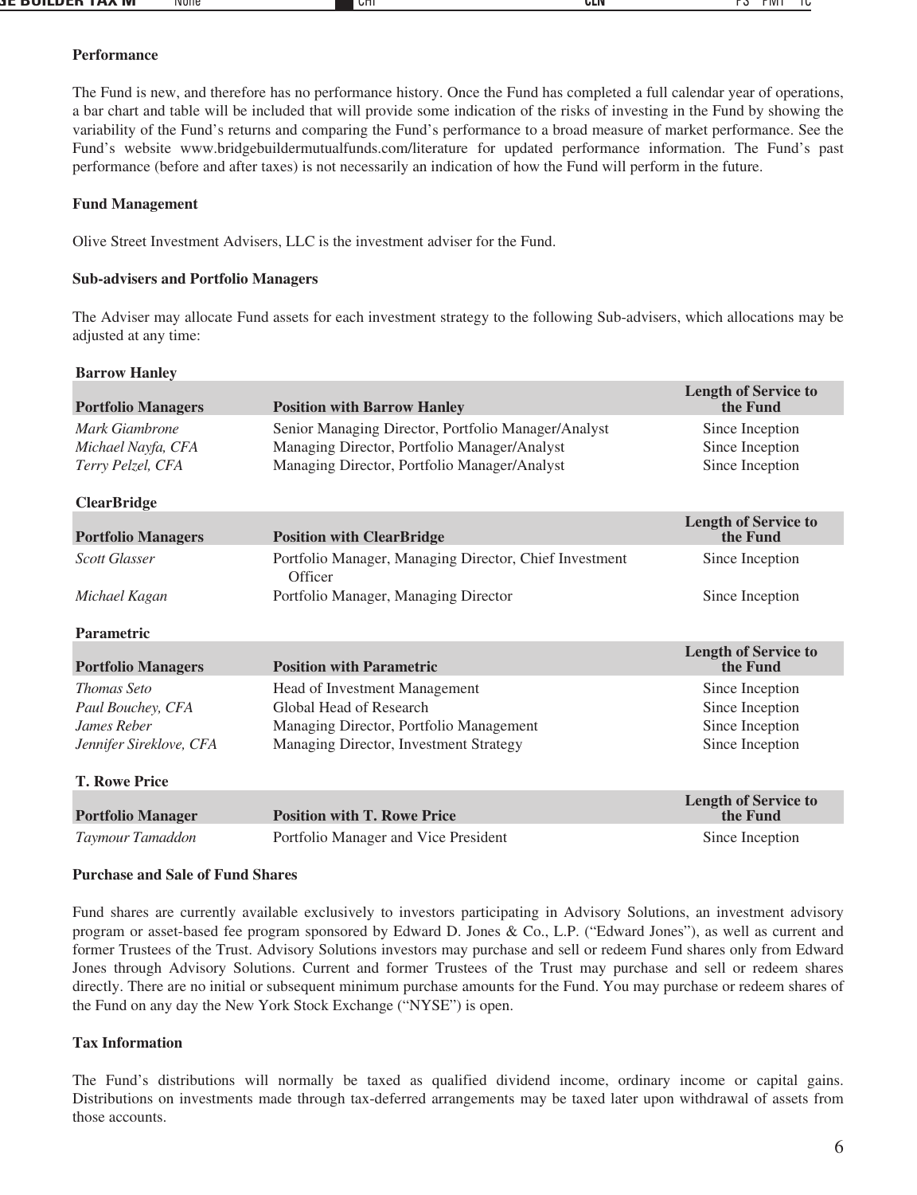**Performance**

The Fund is new, and therefore has no performance history. Once the Fund has completed a full calendar year of operations, a bar chart and table will be included that will provide some indication of the risks of investing in the Fund by showing the variability of the Fund's returns and comparing the Fund's performance to a broad measure of market performance. See the Fund's website www.bridgebuildermutualfunds.com/literature for updated performance information. The Fund's past performance (before and after taxes) is not necessarily an indication of how the Fund will perform in the future.

**Fund Management**

Olive Street Investment Advisers, LLC is the investment adviser for the Fund.

**Sub-advisers and Portfolio Managers**

The Adviser may allocate Fund assets for each investment strategy to the following Sub-advisers, which allocations may be adjusted at any time:

**Barrow Hanley**

| Portfolio Managers | Position with Barrow Hanley | Length of Service to the Fund |
|---|---|---|
| *Mark Giambrone* | Senior Managing Director, Portfolio Manager/Analyst | Since Inception |
| *Michael Nayfa, CFA* | Managing Director, Portfolio Manager/Analyst | Since Inception |
| *Terry Pelzel, CFA* | Managing Director, Portfolio Manager/Analyst | Since Inception |

**ClearBridge**

| Portfolio Managers | Position with ClearBridge | Length of Service to the Fund |
|---|---|---|
| *Scott Glasser* | Portfolio Manager, Managing Director, Chief Investment Officer | Since Inception |
| *Michael Kagan* | Portfolio Manager, Managing Director | Since Inception |

**Parametric**

| Portfolio Managers | Position with Parametric | Length of Service to the Fund |
|---|---|---|
| *Thomas Seto* | Head of Investment Management | Since Inception |
| *Paul Bouchey, CFA* | Global Head of Research | Since Inception |
| *James Reber* | Managing Director, Portfolio Management | Since Inception |
| *Jennifer Sireklove, CFA* | Managing Director, Investment Strategy | Since Inception |

**T. Rowe Price**

| Portfolio Manager | Position with T. Rowe Price | Length of Service to the Fund |
|---|---|---|
| *Taymour Tamaddon* | Portfolio Manager and Vice President | Since Inception |

**Purchase and Sale of Fund Shares**

Fund shares are currently available exclusively to investors participating in Advisory Solutions, an investment advisory program or asset-based fee program sponsored by Edward D. Jones & Co., L.P. ("Edward Jones"), as well as current and former Trustees of the Trust. Advisory Solutions investors may purchase and sell or redeem Fund shares only from Edward Jones through Advisory Solutions. Current and former Trustees of the Trust may purchase and sell or redeem shares directly. There are no initial or subsequent minimum purchase amounts for the Fund. You may purchase or redeem shares of the Fund on any day the New York Stock Exchange ("NYSE") is open.

**Tax Information**

The Fund's distributions will normally be taxed as qualified dividend income, ordinary income or capital gains. Distributions on investments made through tax-deferred arrangements may be taxed later upon withdrawal of assets from those accounts.